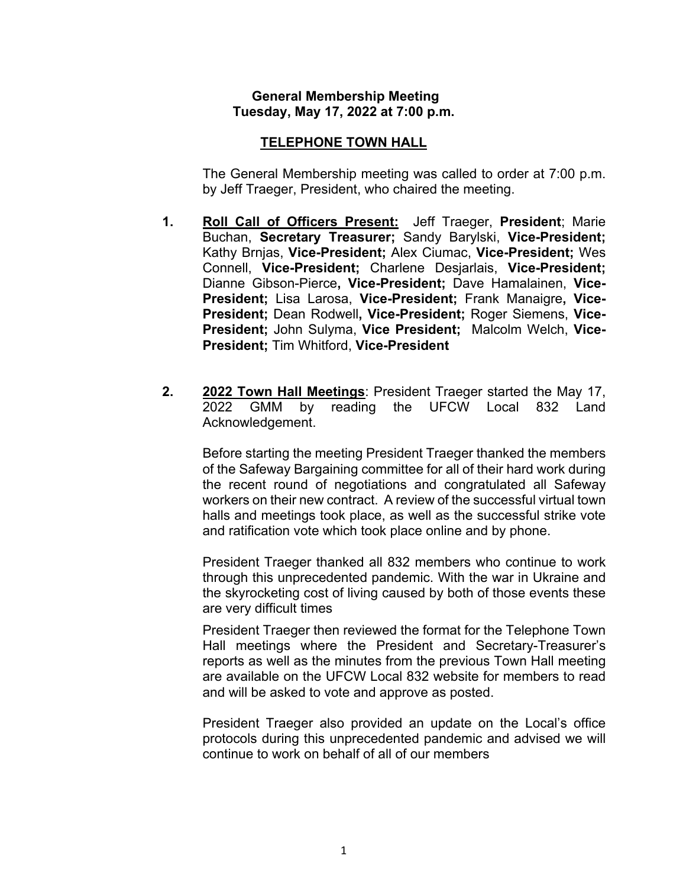**General Membership Meeting**
**Tuesday, May 17, 2022 at 7:00 p.m.**

**TELEPHONE TOWN HALL**

The General Membership meeting was called to order at 7:00 p.m. by Jeff Traeger, President, who chaired the meeting.

1. **Roll Call of Officers Present:** Jeff Traeger, **President**; Marie Buchan, **Secretary Treasurer;** Sandy Barylski, **Vice-President;** Kathy Brnjas, **Vice-President;** Alex Ciumac, **Vice-President;** Wes Connell, **Vice-President;** Charlene Desjarlais, **Vice-President;** Dianne Gibson-Pierce**, Vice-President;** Dave Hamalainen, **Vice-President;** Lisa Larosa, **Vice-President;** Frank Manaigre**, Vice-President;** Dean Rodwell**, Vice-President;** Roger Siemens, **Vice-President;** John Sulyma, **Vice President;** Malcolm Welch, **Vice-President;** Tim Whitford, **Vice-President**

2. **2022 Town Hall Meetings**: President Traeger started the May 17, 2022 GMM by reading the UFCW Local 832 Land Acknowledgement.

   Before starting the meeting President Traeger thanked the members of the Safeway Bargaining committee for all of their hard work during the recent round of negotiations and congratulated all Safeway workers on their new contract. A review of the successful virtual town halls and meetings took place, as well as the successful strike vote and ratification vote which took place online and by phone.

   President Traeger thanked all 832 members who continue to work through this unprecedented pandemic. With the war in Ukraine and the skyrocketing cost of living caused by both of those events these are very difficult times

   President Traeger then reviewed the format for the Telephone Town Hall meetings where the President and Secretary-Treasurer's reports as well as the minutes from the previous Town Hall meeting are available on the UFCW Local 832 website for members to read and will be asked to vote and approve as posted.

   President Traeger also provided an update on the Local's office protocols during this unprecedented pandemic and advised we will continue to work on behalf of all of our members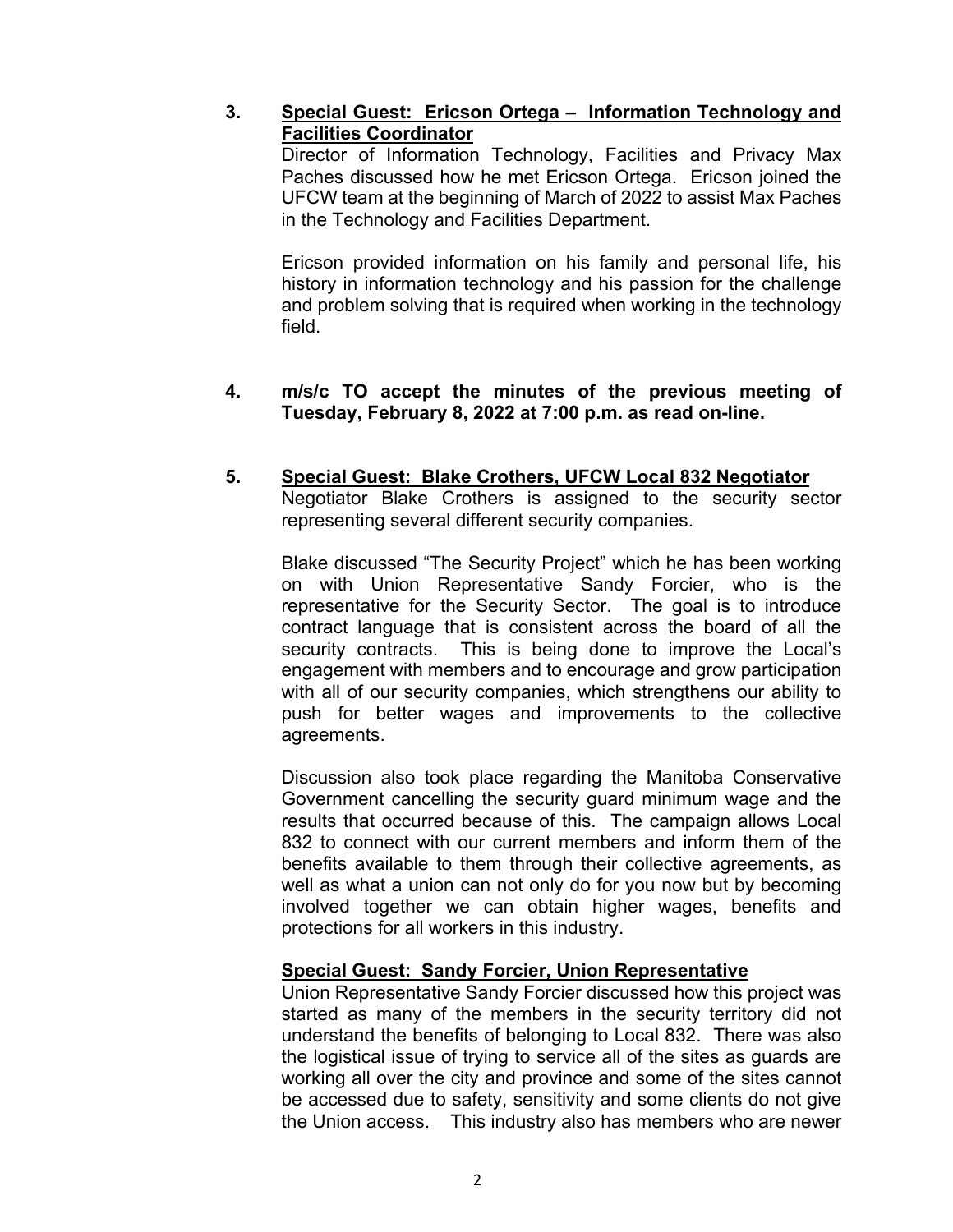3. **<u>Special Guest: Ericson Ortega – Information Technology and Facilities Coordinator</u>**

   Director of Information Technology, Facilities and Privacy Max Paches discussed how he met Ericson Ortega. Ericson joined the UFCW team at the beginning of March of 2022 to assist Max Paches in the Technology and Facilities Department.

   Ericson provided information on his family and personal life, his history in information technology and his passion for the challenge and problem solving that is required when working in the technology field.

4. **m/s/c TO accept the minutes of the previous meeting of Tuesday, February 8, 2022 at 7:00 p.m. as read on-line.**

5. **<u>Special Guest: Blake Crothers, UFCW Local 832 Negotiator</u>**

   Negotiator Blake Crothers is assigned to the security sector representing several different security companies.

   Blake discussed "The Security Project" which he has been working on with Union Representative Sandy Forcier, who is the representative for the Security Sector. The goal is to introduce contract language that is consistent across the board of all the security contracts. This is being done to improve the Local's engagement with members and to encourage and grow participation with all of our security companies, which strengthens our ability to push for better wages and improvements to the collective agreements.

   Discussion also took place regarding the Manitoba Conservative Government cancelling the security guard minimum wage and the results that occurred because of this. The campaign allows Local 832 to connect with our current members and inform them of the benefits available to them through their collective agreements, as well as what a union can not only do for you now but by becoming involved together we can obtain higher wages, benefits and protections for all workers in this industry.

   **<u>Special Guest: Sandy Forcier, Union Representative</u>**

   Union Representative Sandy Forcier discussed how this project was started as many of the members in the security territory did not understand the benefits of belonging to Local 832. There was also the logistical issue of trying to service all of the sites as guards are working all over the city and province and some of the sites cannot be accessed due to safety, sensitivity and some clients do not give the Union access. This industry also has members who are newer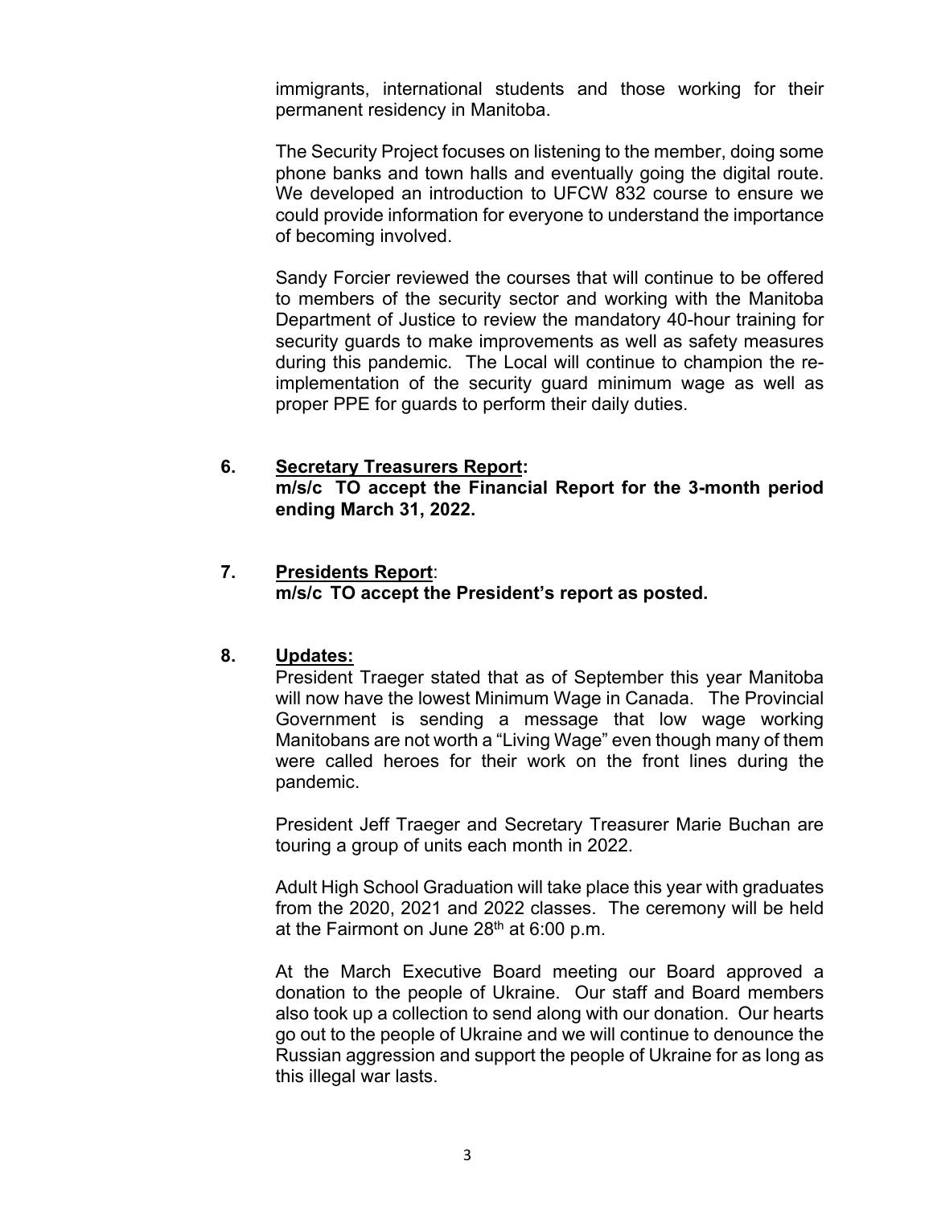immigrants, international students and those working for their permanent residency in Manitoba.

The Security Project focuses on listening to the member, doing some phone banks and town halls and eventually going the digital route. We developed an introduction to UFCW 832 course to ensure we could provide information for everyone to understand the importance of becoming involved.

Sandy Forcier reviewed the courses that will continue to be offered to members of the security sector and working with the Manitoba Department of Justice to review the mandatory 40-hour training for security guards to make improvements as well as safety measures during this pandemic. The Local will continue to champion the re-implementation of the security guard minimum wage as well as proper PPE for guards to perform their daily duties.

**6. Secretary Treasurers Report:**

**m/s/c TO accept the Financial Report for the 3-month period ending March 31, 2022.**

**7. Presidents Report:**

**m/s/c TO accept the President's report as posted.**

**8. Updates:**

President Traeger stated that as of September this year Manitoba will now have the lowest Minimum Wage in Canada. The Provincial Government is sending a message that low wage working Manitobans are not worth a "Living Wage" even though many of them were called heroes for their work on the front lines during the pandemic.

President Jeff Traeger and Secretary Treasurer Marie Buchan are touring a group of units each month in 2022.

Adult High School Graduation will take place this year with graduates from the 2020, 2021 and 2022 classes. The ceremony will be held at the Fairmont on June 28th at 6:00 p.m.

At the March Executive Board meeting our Board approved a donation to the people of Ukraine. Our staff and Board members also took up a collection to send along with our donation. Our hearts go out to the people of Ukraine and we will continue to denounce the Russian aggression and support the people of Ukraine for as long as this illegal war lasts.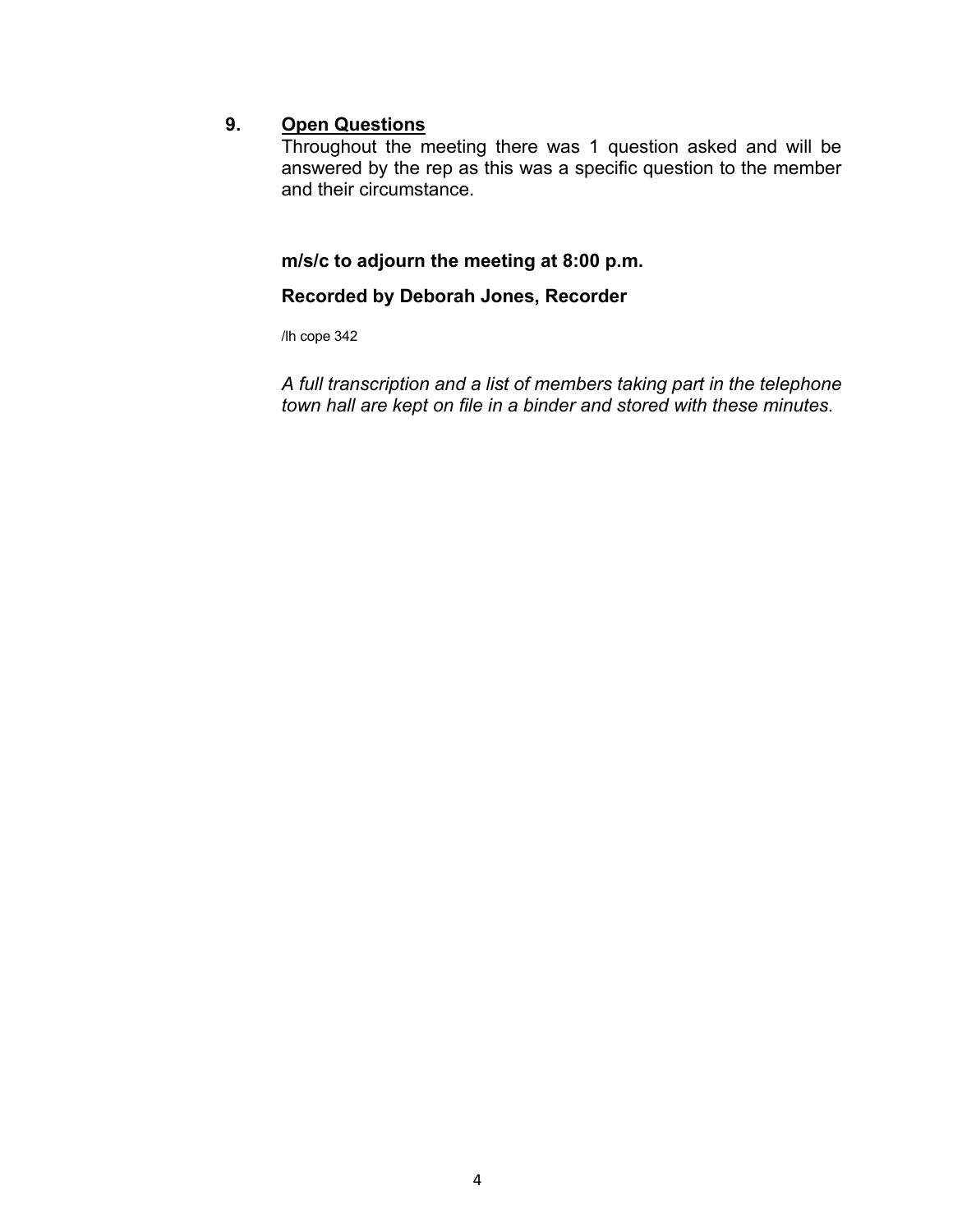## 9. **Open Questions**

Throughout the meeting there was 1 question asked and will be answered by the rep as this was a specific question to the member and their circumstance.

**m/s/c to adjourn the meeting at 8:00 p.m.**

**Recorded by Deborah Jones, Recorder**

/lh cope 342

*A full transcription and a list of members taking part in the telephone town hall are kept on file in a binder and stored with these minutes.*